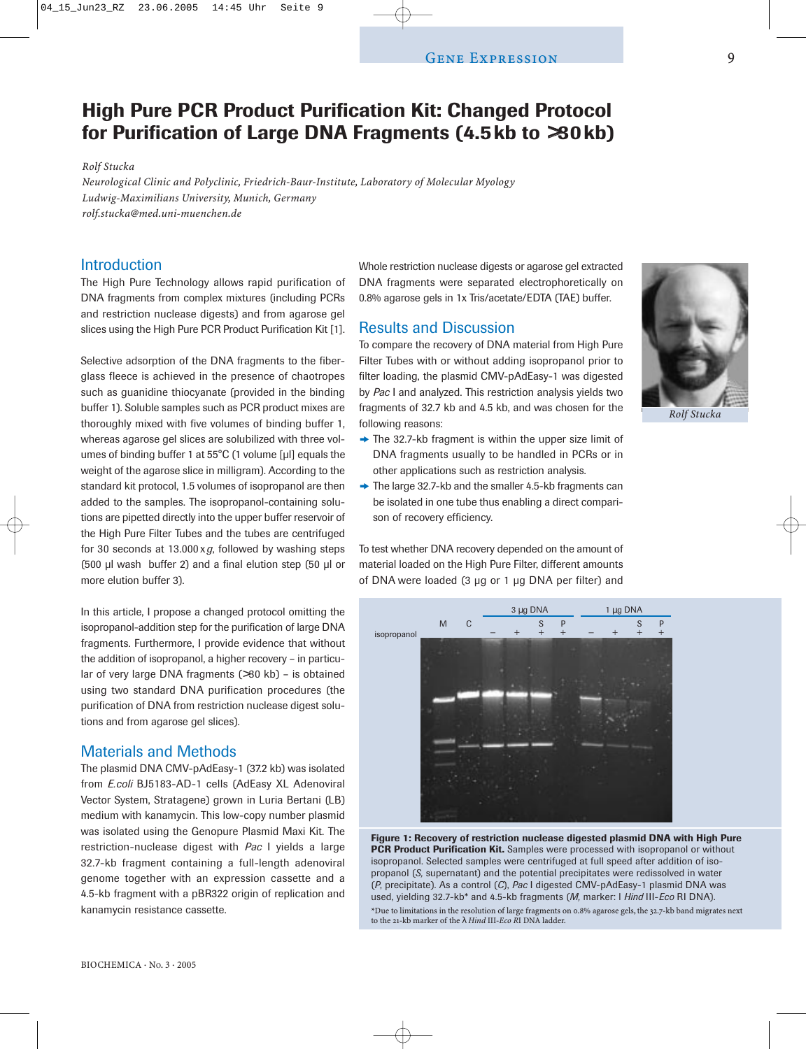# High Pure PCR Product Purification Kit: Changed Protocol for Purification of Large DNA Fragments (4.5 kb to >30 kb)

*Rolf Stucka*
*Neurological Clinic and Polyclinic, Friedrich-Baur-Institute, Laboratory of Molecular Myology*
*Ludwig-Maximilians University, Munich, Germany*
*rolf.stucka@med.uni-muenchen.de*

## Introduction

The High Pure Technology allows rapid purification of DNA fragments from complex mixtures (including PCRs and restriction nuclease digests) and from agarose gel slices using the High Pure PCR Product Purification Kit [1].

Selective adsorption of the DNA fragments to the fiberglass fleece is achieved in the presence of chaotropes such as guanidine thiocyanate (provided in the binding buffer 1). Soluble samples such as PCR product mixes are thoroughly mixed with five volumes of binding buffer 1, whereas agarose gel slices are solubilized with three volumes of binding buffer 1 at 55°C (1 volume [µl] equals the weight of the agarose slice in milligram). According to the standard kit protocol, 1.5 volumes of isopropanol are then added to the samples. The isopropanol-containing solutions are pipetted directly into the upper buffer reservoir of the High Pure Filter Tubes and the tubes are centrifuged for 30 seconds at 13.000 x *g*, followed by washing steps (500 µl wash buffer 2) and a final elution step (50 µl or more elution buffer 3).

In this article, I propose a changed protocol omitting the isopropanol-addition step for the purification of large DNA fragments. Furthermore, I provide evidence that without the addition of isopropanol, a higher recovery – in particular of very large DNA fragments (>30 kb) – is obtained using two standard DNA purification procedures (the purification of DNA from restriction nuclease digest solutions and from agarose gel slices).

## Materials and Methods

The plasmid DNA CMV-pAdEasy-1 (37.2 kb) was isolated from *E.coli* BJ5183-AD-1 cells (AdEasy XL Adenoviral Vector System, Stratagene) grown in Luria Bertani (LB) medium with kanamycin. This low-copy number plasmid was isolated using the Genopure Plasmid Maxi Kit. The restriction-nuclease digest with *Pac* I yields a large 32.7-kb fragment containing a full-length adenoviral genome together with an expression cassette and a 4.5-kb fragment with a pBR322 origin of replication and kanamycin resistance cassette.

Whole restriction nuclease digests or agarose gel extracted DNA fragments were separated electrophoretically on 0.8% agarose gels in 1x Tris/acetate/EDTA (TAE) buffer.

## Results and Discussion

To compare the recovery of DNA material from High Pure Filter Tubes with or without adding isopropanol prior to filter loading, the plasmid CMV-pAdEasy-1 was digested by *Pac* I and analyzed. This restriction analysis yields two fragments of 32.7 kb and 4.5 kb, and was chosen for the following reasons:

- The 32.7-kb fragment is within the upper size limit of DNA fragments usually to be handled in PCRs or in other applications such as restriction analysis.
- The large 32.7-kb and the smaller 4.5-kb fragments can be isolated in one tube thus enabling a direct comparison of recovery efficiency.

To test whether DNA recovery depended on the amount of material loaded on the High Pure Filter, different amounts of DNA were loaded (3 µg or 1 µg DNA per filter) and

**Figure 1: Recovery of restriction nuclease digested plasmid DNA with High Pure PCR Product Purification Kit.** Samples were processed with isopropanol or without isopropanol. Selected samples were centrifuged at full speed after addition of isopropanol (*S*, supernatant) and the potential precipitates were redissolved in water (*P*, precipitate). As a control (*C*), *Pac* I digested CMV-pAdEasy-1 plasmid DNA was used, yielding 32.7-kb* and 4.5-kb fragments (*M*, marker: λ *Hind* III-*Eco* RI DNA).

*Due to limitations in the resolution of large fragments on 0.8% agarose gels, the 32.7-kb band migrates next to the 21-kb marker of the λ *Hind* III-*Eco* RI DNA ladder.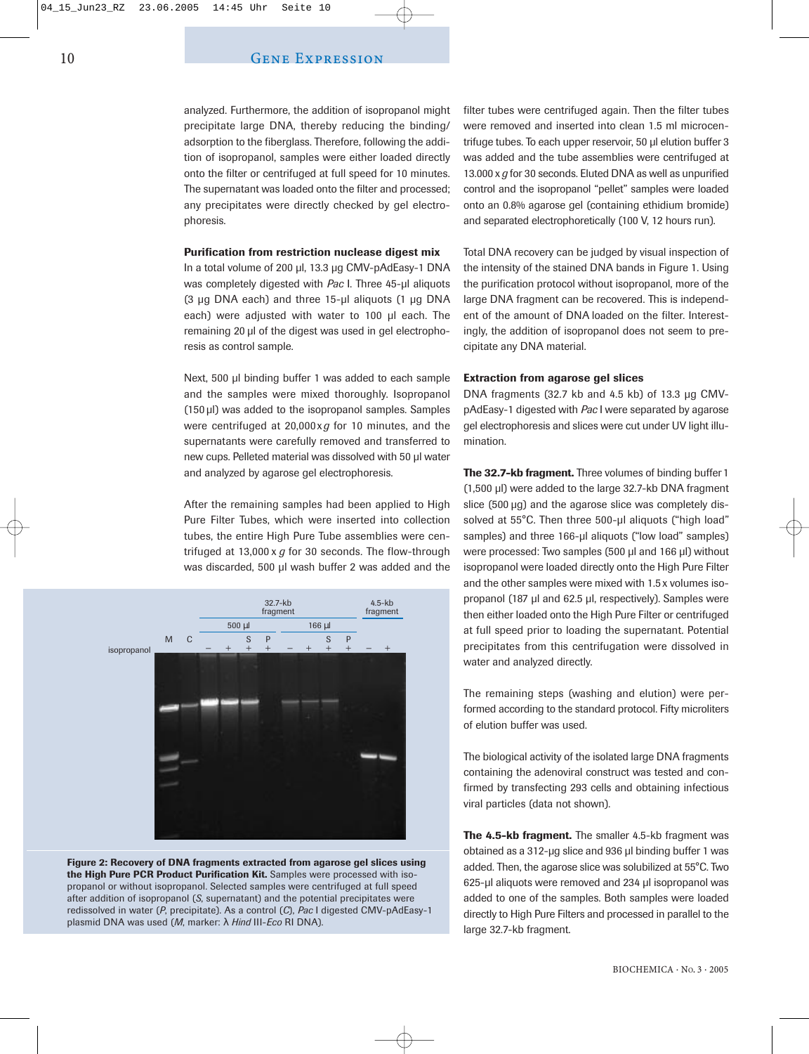analyzed. Furthermore, the addition of isopropanol might precipitate large DNA, thereby reducing the binding/adsorption to the fiberglass. Therefore, following the addition of isopropanol, samples were either loaded directly onto the filter or centrifuged at full speed for 10 minutes. The supernatant was loaded onto the filter and processed; any precipitates were directly checked by gel electrophoresis.

### Purification from restriction nuclease digest mix

In a total volume of 200 µl, 13.3 µg CMV-pAdEasy-1 DNA was completely digested with *Pac* I. Three 45-µl aliquots (3 µg DNA each) and three 15-µl aliquots (1 µg DNA each) were adjusted with water to 100 µl each. The remaining 20 µl of the digest was used in gel electrophoresis as control sample.

Next, 500 µl binding buffer 1 was added to each sample and the samples were mixed thoroughly. Isopropanol (150 µl) was added to the isopropanol samples. Samples were centrifuged at 20,000 x *g* for 10 minutes, and the supernatants were carefully removed and transferred to new cups. Pelleted material was dissolved with 50 µl water and analyzed by agarose gel electrophoresis.

After the remaining samples had been applied to High Pure Filter Tubes, which were inserted into collection tubes, the entire High Pure Tube assemblies were centrifuged at 13,000 x *g* for 30 seconds. The flow-through was discarded, 500 µl wash buffer 2 was added and the filter tubes were centrifuged again. Then the filter tubes were removed and inserted into clean 1.5 ml microcentrifuge tubes. To each upper reservoir, 50 µl elution buffer 3 was added and the tube assemblies were centrifuged at 13.000 x *g* for 30 seconds. Eluted DNA as well as unpurified control and the isopropanol "pellet" samples were loaded onto an 0.8% agarose gel (containing ethidium bromide) and separated electrophoretically (100 V, 12 hours run).

Total DNA recovery can be judged by visual inspection of the intensity of the stained DNA bands in Figure 1. Using the purification protocol without isopropanol, more of the large DNA fragment can be recovered. This is independent of the amount of DNA loaded on the filter. Interestingly, the addition of isopropanol does not seem to precipitate any DNA material.

**Figure 2: Recovery of DNA fragments extracted from agarose gel slices using the High Pure PCR Product Purification Kit.** Samples were processed with isopropanol or without isopropanol. Selected samples were centrifuged at full speed after addition of isopropanol (*S*, supernatant) and the potential precipitates were redissolved in water (*P*, precipitate). As a control (*C*), *Pac* I digested CMV-pAdEasy-1 plasmid DNA was used (*M*, marker: λ *Hind* III-*Eco* RI DNA).

### Extraction from agarose gel slices

DNA fragments (32.7 kb and 4.5 kb) of 13.3 µg CMV-pAdEasy-1 digested with *Pac* I were separated by agarose gel electrophoresis and slices were cut under UV light illumination.

**The 32.7-kb fragment.** Three volumes of binding buffer 1 (1,500 µl) were added to the large 32.7-kb DNA fragment slice (500 µg) and the agarose slice was completely dissolved at 55°C. Then three 500-µl aliquots ("high load" samples) and three 166-µl aliquots ("low load" samples) were processed: Two samples (500 µl and 166 µl) without isopropanol were loaded directly onto the High Pure Filter and the other samples were mixed with 1.5 x volumes isopropanol (187 µl and 62.5 µl, respectively). Samples were then either loaded onto the High Pure Filter or centrifuged at full speed prior to loading the supernatant. Potential precipitates from this centrifugation were dissolved in water and analyzed directly.

The remaining steps (washing and elution) were performed according to the standard protocol. Fifty microliters of elution buffer was used.

The biological activity of the isolated large DNA fragments containing the adenoviral construct was tested and confirmed by transfecting 293 cells and obtaining infectious viral particles (data not shown).

**The 4.5-kb fragment.** The smaller 4.5-kb fragment was obtained as a 312-µg slice and 936 µl binding buffer 1 was added. Then, the agarose slice was solubilized at 55°C. Two 625-µl aliquots were removed and 234 µl isopropanol was added to one of the samples. Both samples were loaded directly to High Pure Filters and processed in parallel to the large 32.7-kb fragment.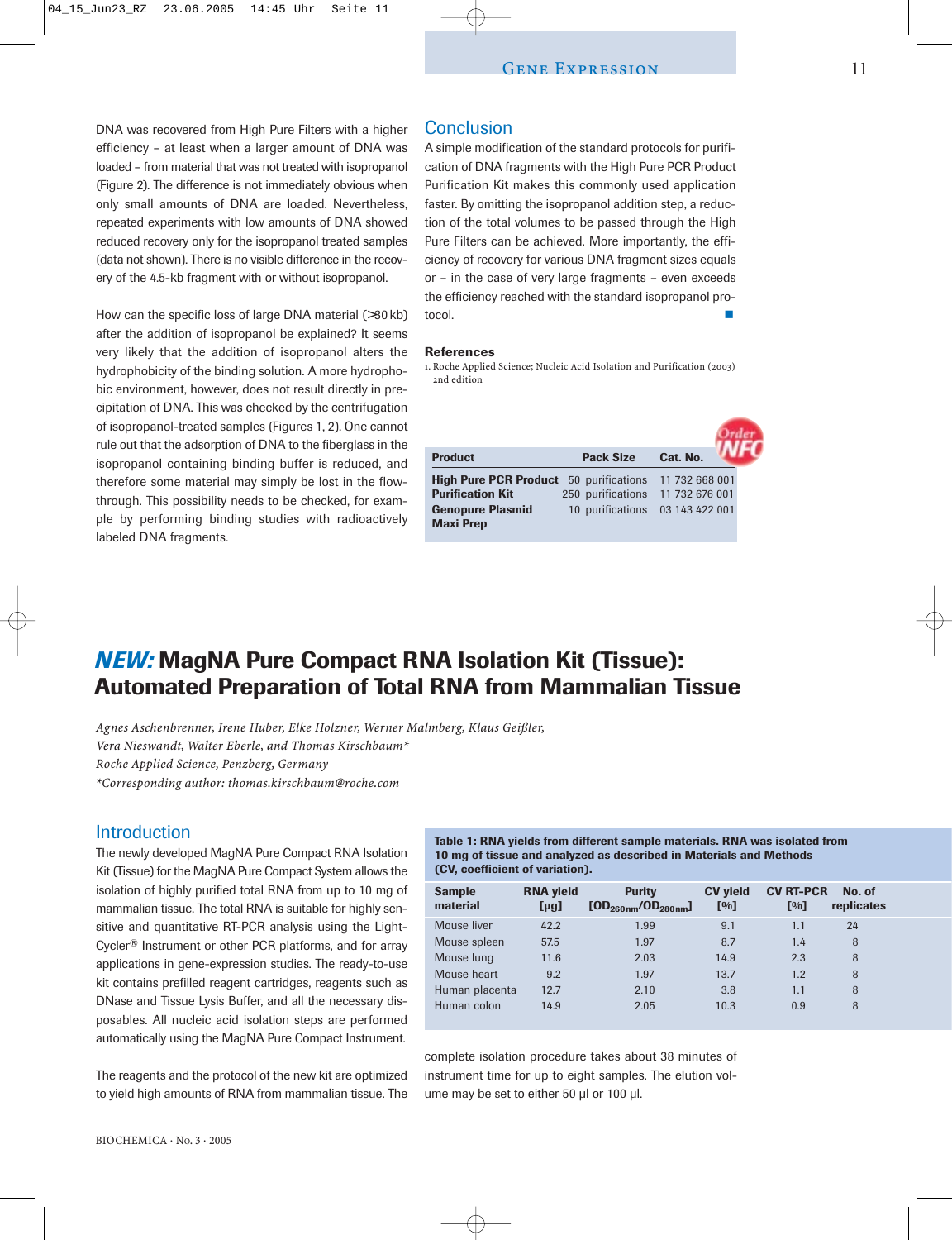DNA was recovered from High Pure Filters with a higher efficiency – at least when a larger amount of DNA was loaded – from material that was not treated with isopropanol (Figure 2). The difference is not immediately obvious when only small amounts of DNA are loaded. Nevertheless, repeated experiments with low amounts of DNA showed reduced recovery only for the isopropanol treated samples (data not shown). There is no visible difference in the recovery of the 4.5-kb fragment with or without isopropanol.

How can the specific loss of large DNA material (>80 kb) after the addition of isopropanol be explained? It seems very likely that the addition of isopropanol alters the hydrophobicity of the binding solution. A more hydrophobic environment, however, does not result directly in precipitation of DNA. This was checked by the centrifugation of isopropanol-treated samples (Figures 1, 2). One cannot rule out that the adsorption of DNA to the fiberglass in the isopropanol containing binding buffer is reduced, and therefore some material may simply be lost in the flow-through. This possibility needs to be checked, for example by performing binding studies with radioactively labeled DNA fragments.

## Conclusion

A simple modification of the standard protocols for purification of DNA fragments with the High Pure PCR Product Purification Kit makes this commonly used application faster. By omitting the isopropanol addition step, a reduction of the total volumes to be passed through the High Pure Filters can be achieved. More importantly, the efficiency of recovery for various DNA fragment sizes equals or – in the case of very large fragments – even exceeds the efficiency reached with the standard isopropanol protocol.

### References

1. Roche Applied Science; Nucleic Acid Isolation and Purification (2003) 2nd edition

Order INFO

| Product | Pack Size | Cat. No. |
|---|---|---|
| **High Pure PCR Product Purification Kit** | 50 purifications | 11 732 668 001 |
| | 250 purifications | 11 732 676 001 |
| **Genopure Plasmid Maxi Prep** | 10 purifications | 03 143 422 001 |

# *NEW:* MagNA Pure Compact RNA Isolation Kit (Tissue): Automated Preparation of Total RNA from Mammalian Tissue

*Agnes Aschenbrenner, Irene Huber, Elke Holzner, Werner Malmberg, Klaus Geißler, Vera Nieswandt, Walter Eberle, and Thomas Kirschbaum\**
*Roche Applied Science, Penzberg, Germany*
*\*Corresponding author: thomas.kirschbaum@roche.com*

## Introduction

The newly developed MagNA Pure Compact RNA Isolation Kit (Tissue) for the MagNA Pure Compact System allows the isolation of highly purified total RNA from up to 10 mg of mammalian tissue. The total RNA is suitable for highly sensitive and quantitative RT-PCR analysis using the LightCycler® Instrument or other PCR platforms, and for array applications in gene-expression studies. The ready-to-use kit contains prefilled reagent cartridges, reagents such as DNase and Tissue Lysis Buffer, and all the necessary disposables. All nucleic acid isolation steps are performed automatically using the MagNA Pure Compact Instrument.

The reagents and the protocol of the new kit are optimized to yield high amounts of RNA from mammalian tissue. The complete isolation procedure takes about 38 minutes of instrument time for up to eight samples. The elution volume may be set to either 50 µl or 100 µl.

**Table 1: RNA yields from different sample materials. RNA was isolated from 10 mg of tissue and analyzed as described in Materials and Methods (CV, coefficient of variation).**

| Sample material | RNA yield [µg] | Purity [$OD_{260nm}/OD_{280nm}$] | CV yield [%] | CV RT-PCR [%] | No. of replicates |
|---|---|---|---|---|---|
| Mouse liver | 42.2 | 1.99 | 9.1 | 1.1 | 24 |
| Mouse spleen | 57.5 | 1.97 | 8.7 | 1.4 | 8 |
| Mouse lung | 11.6 | 2.03 | 14.9 | 2.3 | 8 |
| Mouse heart | 9.2 | 1.97 | 13.7 | 1.2 | 8 |
| Human placenta | 12.7 | 2.10 | 3.8 | 1.1 | 8 |
| Human colon | 14.9 | 2.05 | 10.3 | 0.9 | 8 |